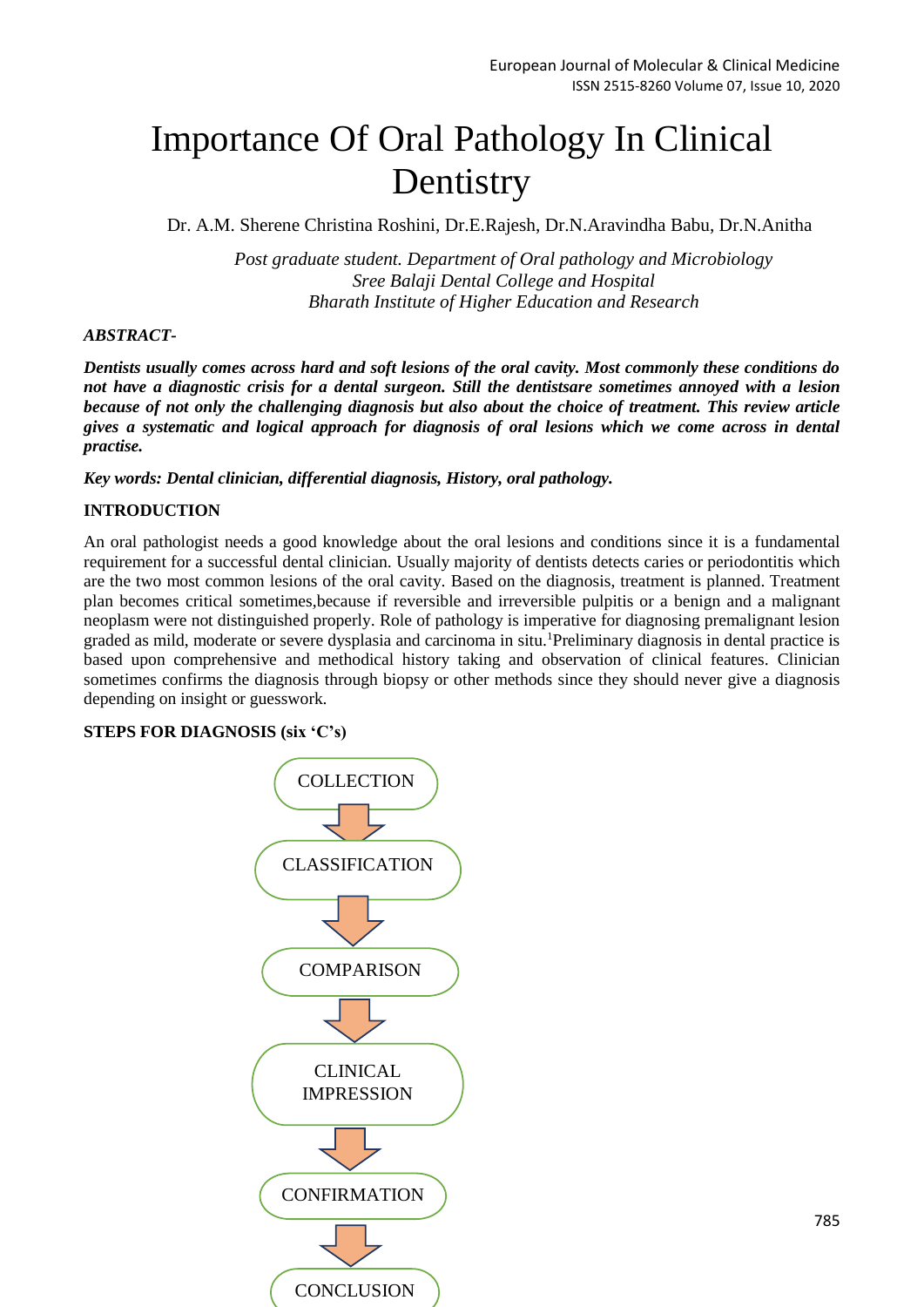# Importance Of Oral Pathology In Clinical Dentistry

Dr. A.M. Sherene Christina Roshini, Dr.E.Rajesh, Dr.N.Aravindha Babu, Dr.N.Anitha

*Post graduate student. Department of Oral pathology and Microbiology*
*Sree Balaji Dental College and Hospital*
*Bharath Institute of Higher Education and Research*

***ABSTRACT-***

***Dentists usually comes across hard and soft lesions of the oral cavity. Most commonly these conditions do not have a diagnostic crisis for a dental surgeon. Still the dentistsare sometimes annoyed with a lesion because of not only the challenging diagnosis but also about the choice of treatment. This review article gives a systematic and logical approach for diagnosis of oral lesions which we come across in dental practise.***

***Key words: Dental clinician, differential diagnosis, History, oral pathology.***

## INTRODUCTION

An oral pathologist needs a good knowledge about the oral lesions and conditions since it is a fundamental requirement for a successful dental clinician. Usually majority of dentists detects caries or periodontitis which are the two most common lesions of the oral cavity. Based on the diagnosis, treatment is planned. Treatment plan becomes critical sometimes,because if reversible and irreversible pulpitis or a benign and a malignant neoplasm were not distinguished properly. Role of pathology is imperative for diagnosing premalignant lesion graded as mild, moderate or severe dysplasia and carcinoma in situ.[1]Preliminary diagnosis in dental practice is based upon comprehensive and methodical history taking and observation of clinical features. Clinician sometimes confirms the diagnosis through biopsy or other methods since they should never give a diagnosis depending on insight or guesswork.

## STEPS FOR DIAGNOSIS (six 'C's)

COLLECTION
↓
CLASSIFICATION
↓
COMPARISON
↓
CLINICAL IMPRESSION
↓
CONFIRMATION
↓
CONCLUSION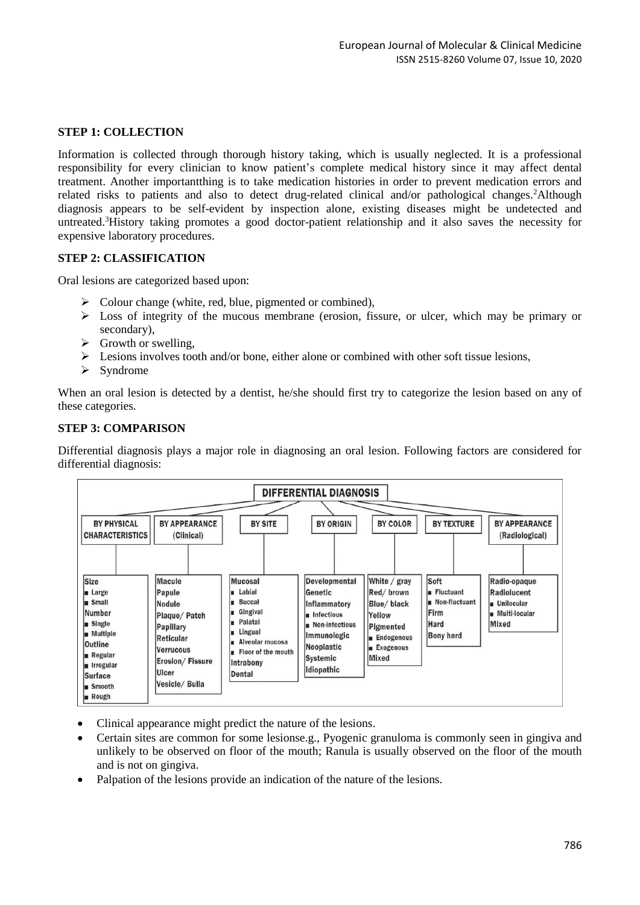**STEP 1: COLLECTION**

Information is collected through thorough history taking, which is usually neglected. It is a professional responsibility for every clinician to know patient's complete medical history since it may affect dental treatment. Another importantthing is to take medication histories in order to prevent medication errors and related risks to patients and also to detect drug-related clinical and/or pathological changes.[2]Although diagnosis appears to be self-evident by inspection alone, existing diseases might be undetected and untreated.[3]History taking promotes a good doctor-patient relationship and it also saves the necessity for expensive laboratory procedures.

**STEP 2: CLASSIFICATION**

Oral lesions are categorized based upon:

- Colour change (white, red, blue, pigmented or combined),
- Loss of integrity of the mucous membrane (erosion, fissure, or ulcer, which may be primary or secondary),
- Growth or swelling,
- Lesions involves tooth and/or bone, either alone or combined with other soft tissue lesions,
- Syndrome

When an oral lesion is detected by a dentist, he/she should first try to categorize the lesion based on any of these categories.

**STEP 3: COMPARISON**

Differential diagnosis plays a major role in diagnosing an oral lesion. Following factors are considered for differential diagnosis:

**DIFFERENTIAL DIAGNOSIS**

| BY PHYSICAL CHARACTERISTICS | BY APPEARANCE (Clinical) | BY SITE | BY ORIGIN | BY COLOR | BY TEXTURE | BY APPEARANCE (Radiological) |
|---|---|---|---|---|---|---|
| Size<br>■ Large<br>■ Small<br>Number<br>■ Single<br>■ Multiple<br>Outline<br>■ Regular<br>■ Irregular<br>Surface<br>■ Smooth<br>■ Rough | Macule<br>Papule<br>Nodule<br>Plaque/ Patch<br>Papillary<br>Reticular<br>Verrucous<br>Erosion/ Fissure<br>Ulcer<br>Vesicle/ Bulla | Mucosal<br>■ Labial<br>■ Buccal<br>■ Gingival<br>■ Palatal<br>■ Lingual<br>■ Alveolar mucosa<br>■ Floor of the mouth<br>Intrabony<br>Dental | Developmental<br>Genetic<br>Inflammatory<br>■ Infectious<br>■ Non-infectious<br>Immunologic<br>Neoplastic<br>Systemic<br>Idiopathic | White / gray<br>Red/ brown<br>Blue/ black<br>Yellow<br>Pigmented<br>■ Endogenous<br>■ Exogenous<br>Mixed | Soft<br>■ Fluctuant<br>■ Non-fluctuant<br>Firm<br>Hard<br>Bony hard | Radio-opaque<br>Radiolucent<br>■ Unilocular<br>■ Multi-locular<br>Mixed |

- Clinical appearance might predict the nature of the lesions.
- Certain sites are common for some lesionse.g., Pyogenic granuloma is commonly seen in gingiva and unlikely to be observed on floor of the mouth; Ranula is usually observed on the floor of the mouth and is not on gingiva.
- Palpation of the lesions provide an indication of the nature of the lesions.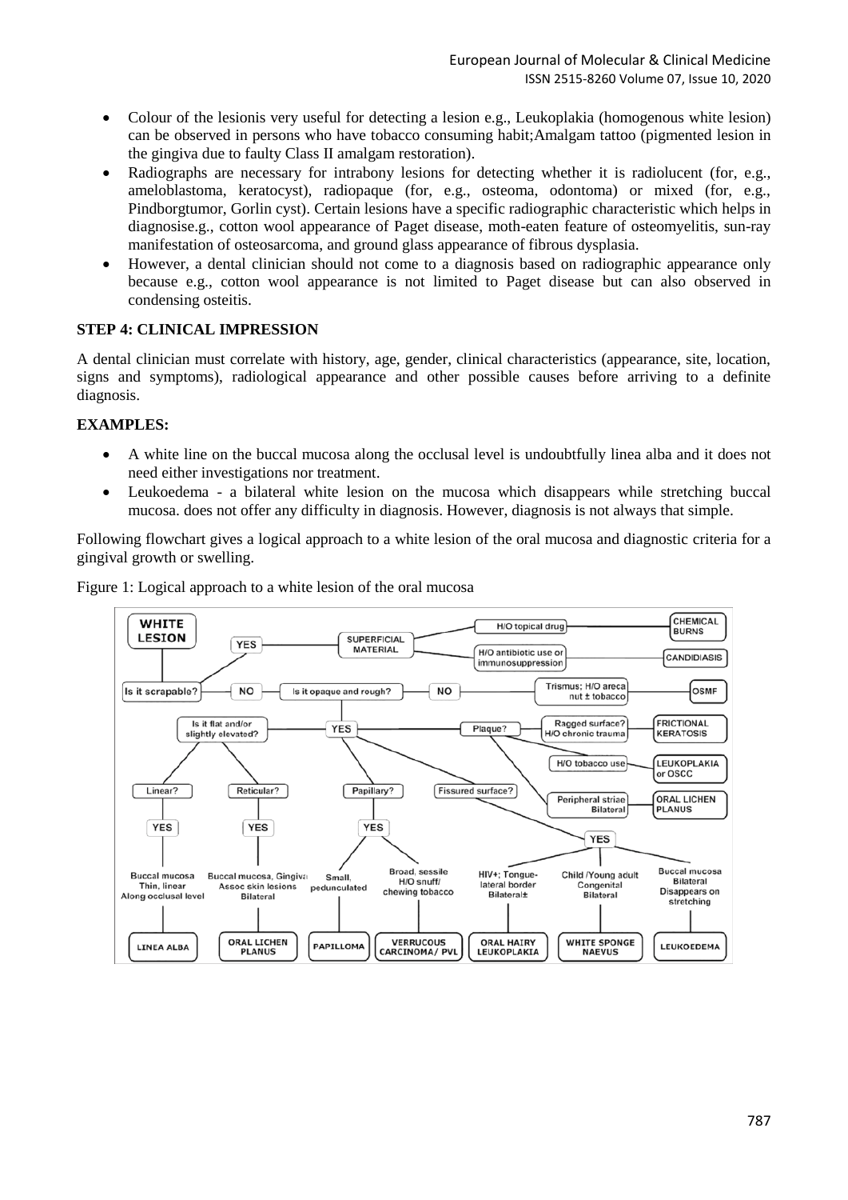- Colour of the lesionis very useful for detecting a lesion e.g., Leukoplakia (homogenous white lesion) can be observed in persons who have tobacco consuming habit;Amalgam tattoo (pigmented lesion in the gingiva due to faulty Class II amalgam restoration).
- Radiographs are necessary for intrabony lesions for detecting whether it is radiolucent (for, e.g., ameloblastoma, keratocyst), radiopaque (for, e.g., osteoma, odontoma) or mixed (for, e.g., Pindborgtumor, Gorlin cyst). Certain lesions have a specific radiographic characteristic which helps in diagnosise.g., cotton wool appearance of Paget disease, moth-eaten feature of osteomyelitis, sun-ray manifestation of osteosarcoma, and ground glass appearance of fibrous dysplasia.
- However, a dental clinician should not come to a diagnosis based on radiographic appearance only because e.g., cotton wool appearance is not limited to Paget disease but can also observed in condensing osteitis.

**STEP 4: CLINICAL IMPRESSION**

A dental clinician must correlate with history, age, gender, clinical characteristics (appearance, site, location, signs and symptoms), radiological appearance and other possible causes before arriving to a definite diagnosis.

**EXAMPLES:**

- A white line on the buccal mucosa along the occlusal level is undoubtfully linea alba and it does not need either investigations nor treatment.
- Leukoedema - a bilateral white lesion on the mucosa which disappears while stretching buccal mucosa. does not offer any difficulty in diagnosis. However, diagnosis is not always that simple.

Following flowchart gives a logical approach to a white lesion of the oral mucosa and diagnostic criteria for a gingival growth or swelling.

Figure 1: Logical approach to a white lesion of the oral mucosa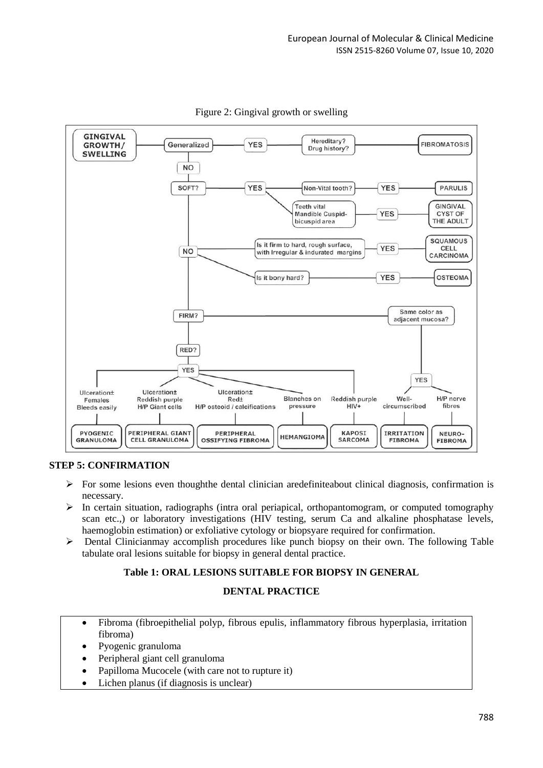Figure 2: Gingival growth or swelling

### STEP 5: CONFIRMATION

- For some lesions even thoughthe dental clinician aredefiniteabout clinical diagnosis, confirmation is necessary.
- In certain situation, radiographs (intra oral periapical, orthopantomogram, or computed tomography scan etc.,) or laboratory investigations (HIV testing, serum Ca and alkaline phosphatase levels, haemoglobin estimation) or exfoliative cytology or biopsyare required for confirmation.
- Dental Clinicianmay accomplish procedures like punch biopsy on their own. The following Table tabulate oral lesions suitable for biopsy in general dental practice.

**Table 1: ORAL LESIONS SUITABLE FOR BIOPSY IN GENERAL DENTAL PRACTICE**

- Fibroma (fibroepithelial polyp, fibrous epulis, inflammatory fibrous hyperplasia, irritation fibroma)
- Pyogenic granuloma
- Peripheral giant cell granuloma
- Papilloma Mucocele (with care not to rupture it)
- Lichen planus (if diagnosis is unclear)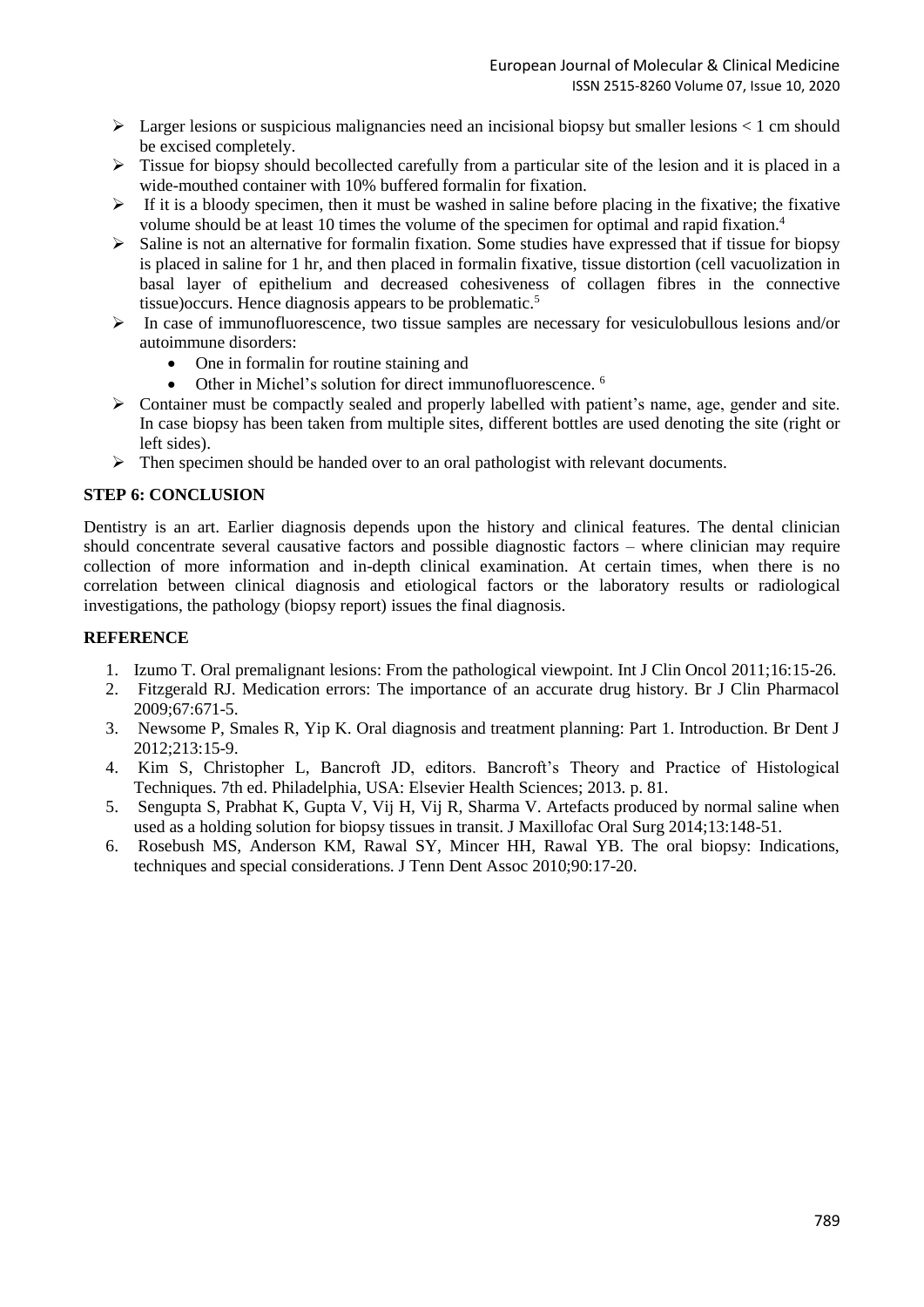- Larger lesions or suspicious malignancies need an incisional biopsy but smaller lesions < 1 cm should be excised completely.
- Tissue for biopsy should becollected carefully from a particular site of the lesion and it is placed in a wide-mouthed container with 10% buffered formalin for fixation.
- If it is a bloody specimen, then it must be washed in saline before placing in the fixative; the fixative volume should be at least 10 times the volume of the specimen for optimal and rapid fixation.[4]
- Saline is not an alternative for formalin fixation. Some studies have expressed that if tissue for biopsy is placed in saline for 1 hr, and then placed in formalin fixative, tissue distortion (cell vacuolization in basal layer of epithelium and decreased cohesiveness of collagen fibres in the connective tissue)occurs. Hence diagnosis appears to be problematic.[5]
- In case of immunofluorescence, two tissue samples are necessary for vesiculobullous lesions and/or autoimmune disorders:
  - One in formalin for routine staining and
  - Other in Michel's solution for direct immunofluorescence. [6]
- Container must be compactly sealed and properly labelled with patient's name, age, gender and site. In case biopsy has been taken from multiple sites, different bottles are used denoting the site (right or left sides).
- Then specimen should be handed over to an oral pathologist with relevant documents.

## STEP 6: CONCLUSION

Dentistry is an art. Earlier diagnosis depends upon the history and clinical features. The dental clinician should concentrate several causative factors and possible diagnostic factors – where clinician may require collection of more information and in-depth clinical examination. At certain times, when there is no correlation between clinical diagnosis and etiological factors or the laboratory results or radiological investigations, the pathology (biopsy report) issues the final diagnosis.

## REFERENCE

1. Izumo T. Oral premalignant lesions: From the pathological viewpoint. Int J Clin Oncol 2011;16:15-26.
2. Fitzgerald RJ. Medication errors: The importance of an accurate drug history. Br J Clin Pharmacol 2009;67:671-5.
3. Newsome P, Smales R, Yip K. Oral diagnosis and treatment planning: Part 1. Introduction. Br Dent J 2012;213:15-9.
4. Kim S, Christopher L, Bancroft JD, editors. Bancroft's Theory and Practice of Histological Techniques. 7th ed. Philadelphia, USA: Elsevier Health Sciences; 2013. p. 81.
5. Sengupta S, Prabhat K, Gupta V, Vij H, Vij R, Sharma V. Artefacts produced by normal saline when used as a holding solution for biopsy tissues in transit. J Maxillofac Oral Surg 2014;13:148-51.
6. Rosebush MS, Anderson KM, Rawal SY, Mincer HH, Rawal YB. The oral biopsy: Indications, techniques and special considerations. J Tenn Dent Assoc 2010;90:17-20.